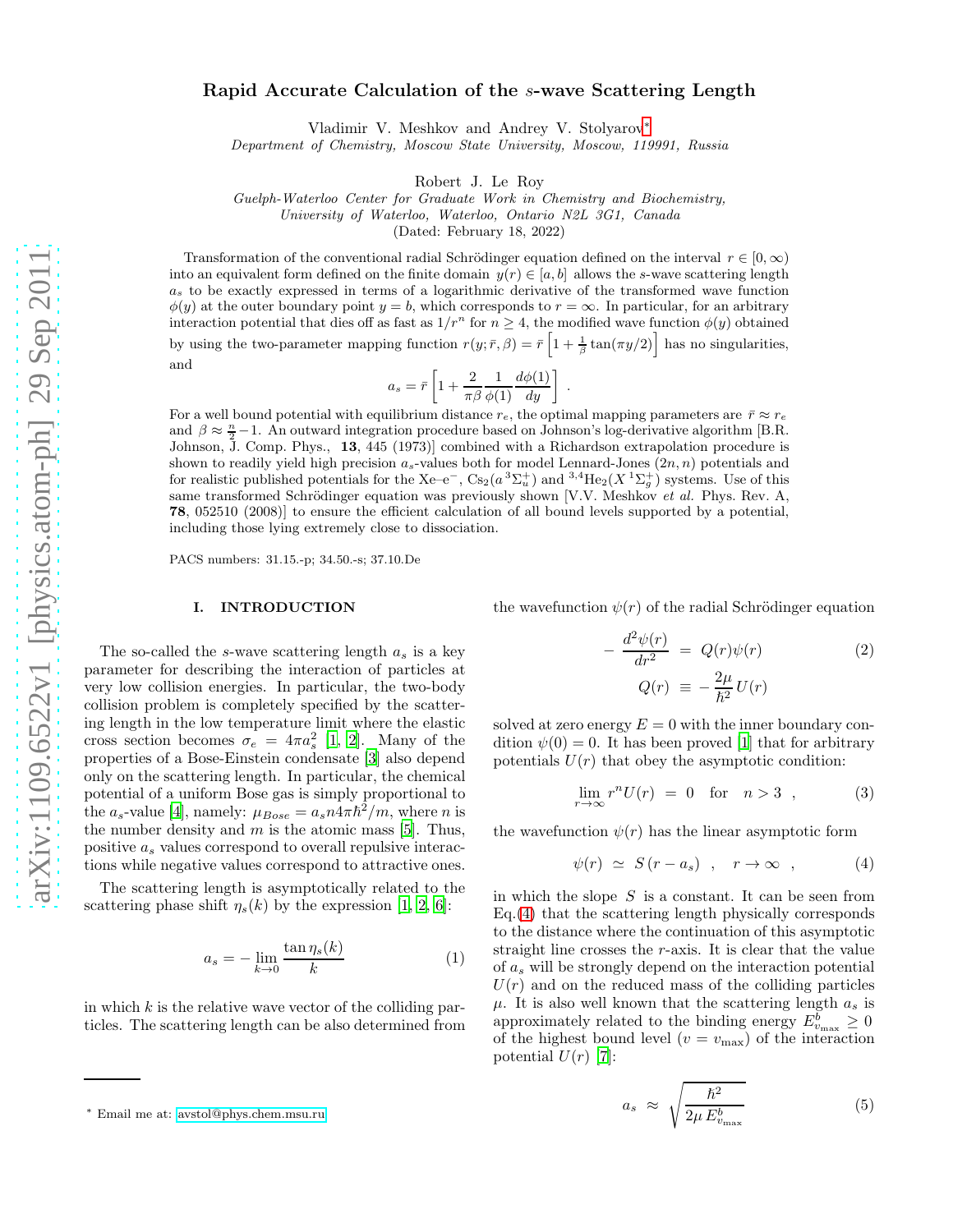# Rapid Accurate Calculation of the $s$-wave Scattering Length

Vladimir V. Meshkov and Andrey V. Stolyarov*

*Department of Chemistry, Moscow State University, Moscow, 119991, Russia*

Robert J. Le Roy

*Guelph-Waterloo Centre for Graduate Work in Chemistry and Biochemistry,*
*University of Waterloo, Waterloo, Ontario N2L 3G1, Canada*

(Dated: February 18, 2022)

Transformation of the conventional radial Schrödinger equation defined on the interval $r \in [0, \infty)$ into an equivalent form defined on the finite domain $y(r) \in [a, b]$ allows the $s$-wave scattering length $a_s$ to be exactly expressed in terms of a logarithmic derivative of the transformed wave function $\phi(y)$ at the outer boundary point $y = b$, which corresponds to $r = \infty$. In particular, for an arbitrary interaction potential that dies off as fast as $1/r^n$ for $n \geq 4$, the modified wave function $\phi(y)$ obtained by using the two-parameter mapping function $r(y; \bar{r}, \beta) = \bar{r}\left[1 + \frac{1}{\beta}\tan(\pi y/2)\right]$ has no singularities, and

$$a_s = \bar{r}\left[1 + \frac{2}{\pi\beta}\frac{1}{\phi(1)}\frac{d\phi(1)}{dy}\right] \ .$$

For a well bound potential with equilibrium distance $r_e$, the optimal mapping parameters are $\bar{r} \approx r_e$ and $\beta \approx \frac{n}{2} - 1$. An outward integration procedure based on Johnson's log-derivative algorithm [B.R. Johnson, J. Comp. Phys., **13**, 445 (1973)] combined with a Richardson extrapolation procedure is shown to readily yield high precision $a_s$-values both for model Lennard-Jones $(2n, n)$ potentials and for realistic published potentials for the Xe–e$^-$, $Cs_2(a\,^3\Sigma_u^+)$ and $^{3,4}He_2(X\,^1\Sigma_g^+)$ systems. Use of this same transformed Schrödinger equation was previously shown [V.V. Meshkov *et al.* Phys. Rev. A, **78**, 052510 (2008)] to ensure the efficient calculation of all bound levels supported by a potential, including those lying extremely close to dissociation.

PACS numbers: 31.15.-p; 34.50.-s; 37.10.De

## I. INTRODUCTION

The so-called the $s$-wave scattering length $a_s$ is a key parameter for describing the interaction of particles at very low collision energies. In particular, the two-body collision problem is completely specified by the scattering length in the low temperature limit where the elastic cross section becomes $\sigma_e = 4\pi a_s^2$ [1, 2]. Many of the properties of a Bose-Einstein condensate [3] also depend only on the scattering length. In particular, the chemical potential of a uniform Bose gas is simply proportional to the $a_s$-value [4], namely: $\mu_{Bose} = a_s n 4\pi\hbar^2/m$, where $n$ is the number density and $m$ is the atomic mass [5]. Thus, positive $a_s$ values correspond to overall repulsive interactions while negative values correspond to attractive ones.

The scattering length is asymptotically related to the scattering phase shift $\eta_s(k)$ by the expression [1, 2, 6]:

$$a_s = -\lim_{k\to 0}\frac{\tan\eta_s(k)}{k} \tag{1}$$

in which $k$ is the relative wave vector of the colliding particles. The scattering length can be also determined from the wavefunction $\psi(r)$ of the radial Schrödinger equation

$$\begin{aligned} -\frac{d^2\psi(r)}{dr^2} &= Q(r)\psi(r) \\ Q(r) &\equiv -\frac{2\mu}{\hbar^2}U(r) \end{aligned} \tag{2}$$

solved at zero energy $E = 0$ with the inner boundary condition $\psi(0) = 0$. It has been proved [1] that for arbitrary potentials $U(r)$ that obey the asymptotic condition:

$$\lim_{r\to\infty} r^n U(r) = 0 \quad \text{for} \quad n > 3 \ , \tag{3}$$

the wavefunction $\psi(r)$ has the linear asymptotic form

$$\psi(r) \simeq S\,(r - a_s) \ , \quad r \to \infty \ , \tag{4}$$

in which the slope $S$ is a constant. It can be seen from Eq.(4) that the scattering length physically corresponds to the distance where the continuation of this asymptotic straight line crosses the $r$-axis. It is clear that the value of $a_s$ will be strongly depend on the interaction potential $U(r)$ and on the reduced mass of the colliding particles $\mu$. It is also well known that the scattering length $a_s$ is approximately related to the binding energy $E^b_{v_{\max}} \geq 0$ of the highest bound level ($v = v_{\max}$) of the interaction potential $U(r)$ [7]:

$$a_s \approx \sqrt{\frac{\hbar^2}{2\mu\,E^b_{v_{\max}}}} \tag{5}$$

---

* Email me at: avstol@phys.chem.msu.ru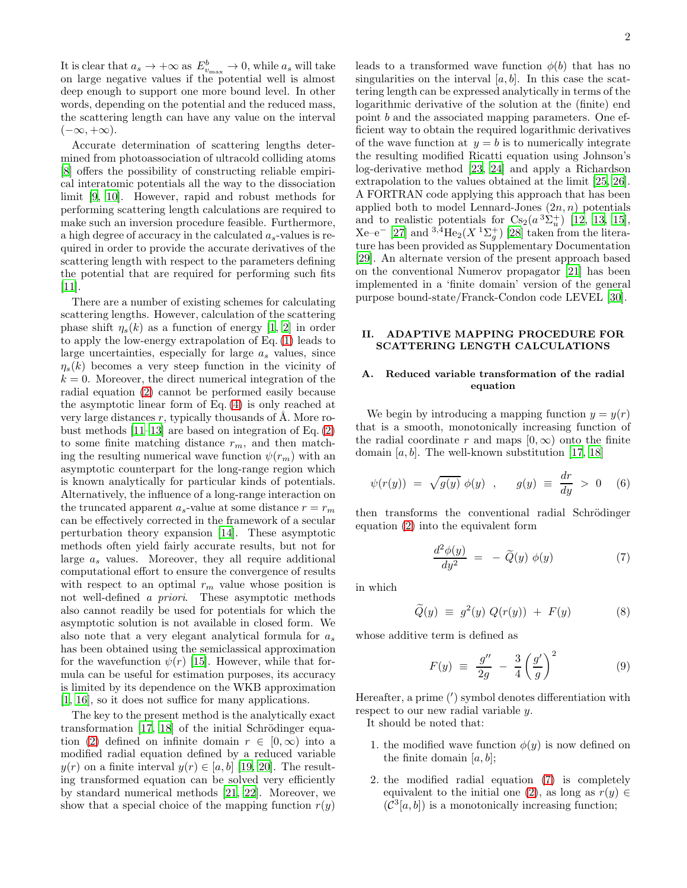It is clear that $a_s \to +\infty$ as $E^b_{v_{\max}} \to 0$, while $a_s$ will take on large negative values if the potential well is almost deep enough to support one more bound level. In other words, depending on the potential and the reduced mass, the scattering length can have any value on the interval $(-\infty, +\infty)$.

Accurate determination of scattering lengths determined from photoassociation of ultracold colliding atoms [8] offers the possibility of constructing reliable empirical interatomic potentials all the way to the dissociation limit [9, 10]. However, rapid and robust methods for performing scattering length calculations are required to make such an inversion procedure feasible. Furthermore, a high degree of accuracy in the calculated $a_s$-values is required in order to provide the accurate derivatives of the scattering length with respect to the parameters defining the potential that are required for performing such fits [11].

There are a number of existing schemes for calculating scattering lengths. However, calculation of the scattering phase shift $\eta_s(k)$ as a function of energy [1, 2] in order to apply the low-energy extrapolation of Eq. (1) leads to large uncertainties, especially for large $a_s$ values, since $\eta_s(k)$ becomes a very steep function in the vicinity of $k = 0$. Moreover, the direct numerical integration of the radial equation (2) cannot be performed easily because the asymptotic linear form of Eq. (4) is only reached at very large distances $r$, typically thousands of Å. More robust methods [11–13] are based on integration of Eq. (2) to some finite matching distance $r_m$, and then matching the resulting numerical wave function $\psi(r_m)$ with an asymptotic counterpart for the long-range region which is known analytically for particular kinds of potentials. Alternatively, the influence of a long-range interaction on the truncated apparent $a_s$-value at some distance $r = r_m$ can be effectively corrected in the framework of a secular perturbation theory expansion [14]. These asymptotic methods often yield fairly accurate results, but not for large $a_s$ values. Moreover, they all require additional computational effort to ensure the convergence of results with respect to an optimal $r_m$ value whose position is not well-defined *a priori*. These asymptotic methods also cannot readily be used for potentials for which the asymptotic solution is not available in closed form. We also note that a very elegant analytical formula for $a_s$ has been obtained using the semiclassical approximation for the wavefunction $\psi(r)$ [15]. However, while that formula can be useful for estimation purposes, its accuracy is limited by its dependence on the WKB approximation [1, 16], so it does not suffice for many applications.

The key to the present method is the analytically exact transformation [17, 18] of the initial Schrödinger equation (2) defined on infinite domain $r \in [0, \infty)$ into a modified radial equation defined by a reduced variable $y(r)$ on a finite interval $y(r) \in [a, b]$ [19, 20]. The resulting transformed equation can be solved very efficiently by standard numerical methods [21, 22]. Moreover, we show that a special choice of the mapping function $r(y)$ leads to a transformed wave function $\phi(b)$ that has no singularities on the interval $[a, b]$. In this case the scattering length can be expressed analytically in terms of the logarithmic derivative of the solution at the (finite) end point $b$ and the associated mapping parameters. One efficient way to obtain the required logarithmic derivatives of the wave function at $y = b$ is to numerically integrate the resulting modified Ricatti equation using Johnson's log-derivative method [23, 24] and apply a Richardson extrapolation to the values obtained at the limit [25, 26]. A FORTRAN code applying this approach that has been applied both to model Lennard-Jones $(2n, n)$ potentials and to realistic potentials for $Cs_2(a\,{}^3\Sigma_u^+)$ [12, 13, 15], Xe–e$^-$ [27] and ${}^{3,4}He_2(X\,{}^1\Sigma_g^+)$ [28] taken from the literature has been provided as Supplementary Documentation [29]. An alternate version of the present approach based on the conventional Numerov propagator [21] has been implemented in a 'finite domain' version of the general purpose bound-state/Franck-Condon code LEVEL [30].

## II. ADAPTIVE MAPPING PROCEDURE FOR SCATTERING LENGTH CALCULATIONS

### A. Reduced variable transformation of the radial equation

We begin by introducing a mapping function $y = y(r)$ that is a smooth, monotonically increasing function of the radial coordinate $r$ and maps $[0, \infty)$ onto the finite domain $[a, b]$. The well-known substitution [17, 18]

$$\psi(r(y)) \;=\; \sqrt{g(y)}\;\phi(y) \quad , \qquad g(y) \;\equiv\; \frac{dr}{dy} \;>\; 0 \qquad (6)$$

then transforms the conventional radial Schrödinger equation (2) into the equivalent form

$$\frac{d^2\phi(y)}{dy^2} \;=\; -\,\widetilde{Q}(y)\;\phi(y) \qquad (7)$$

in which

$$\widetilde{Q}(y) \;\equiv\; g^2(y)\;Q(r(y)) \;+\; F(y) \qquad (8)$$

whose additive term is defined as

$$F(y) \;\equiv\; \frac{g''}{2g} \;-\; \frac{3}{4}\left(\frac{g'}{g}\right)^2 \qquad (9)$$

Hereafter, a prime ($'$) symbol denotes differentiation with respect to our new radial variable $y$.

It should be noted that:

1. the modified wave function $\phi(y)$ is now defined on the finite domain $[a, b]$;
2. the modified radial equation (7) is completely equivalent to the initial one (2), as long as $r(y) \in (\mathcal{C}^3[a, b])$ is a monotonically increasing function;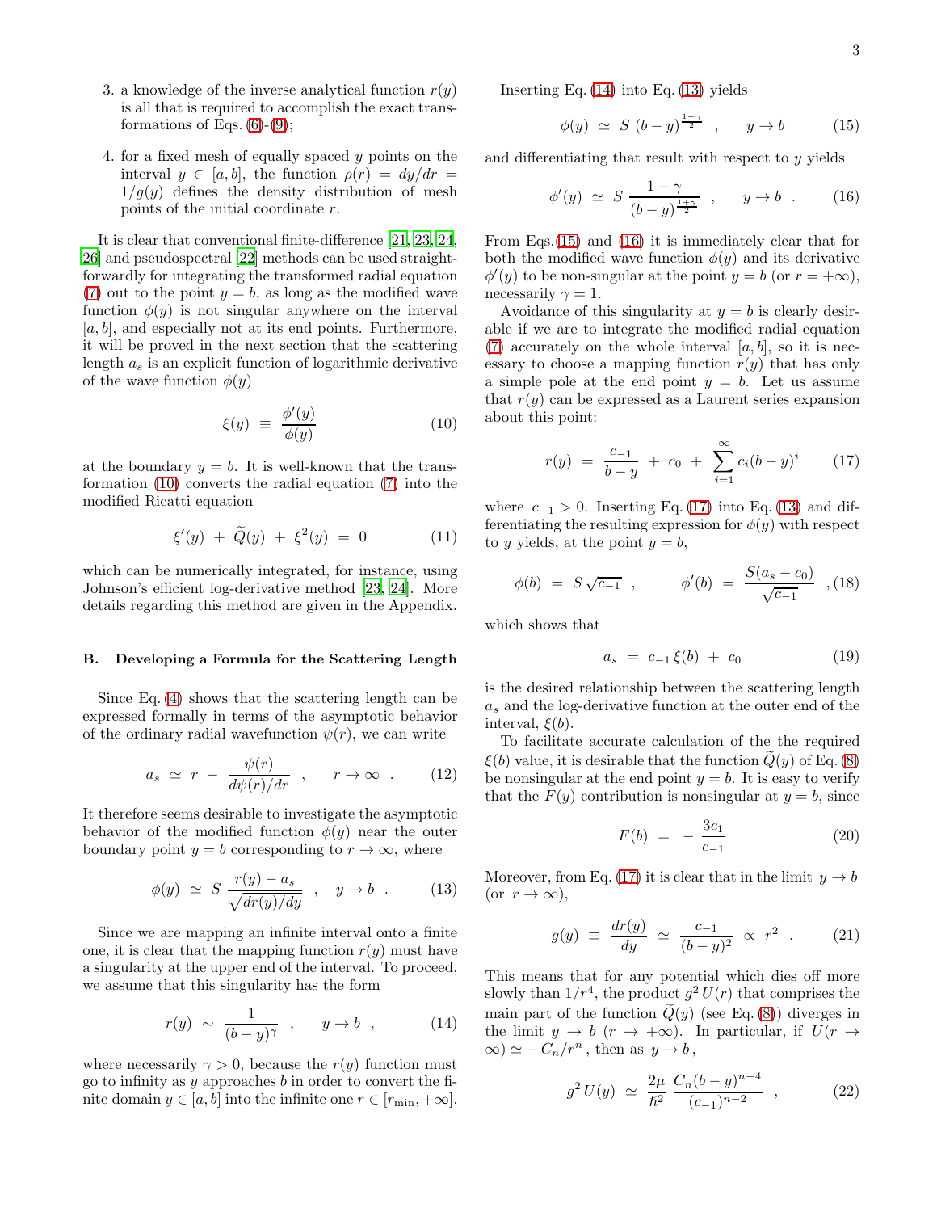3. a knowledge of the inverse analytical function $r(y)$ is all that is required to accomplish the exact transformations of Eqs. (6)-(9);

4. for a fixed mesh of equally spaced $y$ points on the interval $y \in [a, b]$, the function $\rho(r) = dy/dr = 1/g(y)$ defines the density distribution of mesh points of the initial coordinate $r$.

It is clear that conventional finite-difference [21, 23, 24, 26] and pseudospectral [22] methods can be used straightforwardly for integrating the transformed radial equation (7) out to the point $y = b$, as long as the modified wave function $\phi(y)$ is not singular anywhere on the interval $[a, b]$, and especially not at its end points. Furthermore, it will be proved in the next section that the scattering length $a_s$ is an explicit function of logarithmic derivative of the wave function $\phi(y)$

$$\xi(y) \equiv \frac{\phi'(y)}{\phi(y)} \tag{10}$$

at the boundary $y = b$. It is well-known that the transformation (10) converts the radial equation (7) into the modified Ricatti equation

$$\xi'(y) + \widetilde{Q}(y) + \xi^2(y) = 0 \tag{11}$$

which can be numerically integrated, for instance, using Johnson's efficient log-derivative method [23, 24]. More details regarding this method are given in the Appendix.

### B. Developing a Formula for the Scattering Length

Since Eq. (4) shows that the scattering length can be expressed formally in terms of the asymptotic behavior of the ordinary radial wavefunction $\psi(r)$, we can write

$$a_s \simeq r - \frac{\psi(r)}{d\psi(r)/dr} \quad , \qquad r \to \infty \quad . \tag{12}$$

It therefore seems desirable to investigate the asymptotic behavior of the modified function $\phi(y)$ near the outer boundary point $y = b$ corresponding to $r \to \infty$, where

$$\phi(y) \simeq S \, \frac{r(y) - a_s}{\sqrt{dr(y)/dy}} \quad , \quad y \to b \quad . \tag{13}$$

Since we are mapping an infinite interval onto a finite one, it is clear that the mapping function $r(y)$ must have a singularity at the upper end of the interval. To proceed, we assume that this singularity has the form

$$r(y) \sim \frac{1}{(b-y)^{\gamma}} \quad , \qquad y \to b \quad , \tag{14}$$

where necessarily $\gamma > 0$, because the $r(y)$ function must go to infinity as $y$ approaches $b$ in order to convert the finite domain $y \in [a, b]$ into the infinite one $r \in [r_{\min}, +\infty]$.

Inserting Eq. (14) into Eq. (13) yields

$$\phi(y) \simeq S \, (b-y)^{\frac{1-\gamma}{2}} \quad , \qquad y \to b \tag{15}$$

and differentiating that result with respect to $y$ yields

$$\phi'(y) \simeq S \, \frac{1-\gamma}{(b-y)^{\frac{1+\gamma}{2}}} \quad , \qquad y \to b \quad . \tag{16}$$

From Eqs.(15) and (16) it is immediately clear that for both the modified wave function $\phi(y)$ and its derivative $\phi'(y)$ to be non-singular at the point $y = b$ (or $r = +\infty$), necessarily $\gamma = 1$.

Avoidance of this singularity at $y = b$ is clearly desirable if we are to integrate the modified radial equation (7) accurately on the whole interval $[a, b]$, so it is necessary to choose a mapping function $r(y)$ that has only a simple pole at the end point $y = b$. Let us assume that $r(y)$ can be expressed as a Laurent series expansion about this point:

$$r(y) = \frac{c_{-1}}{b-y} + c_0 + \sum_{i=1}^{\infty} c_i (b-y)^i \tag{17}$$

where $c_{-1} > 0$. Inserting Eq. (17) into Eq. (13) and differentiating the resulting expression for $\phi(y)$ with respect to $y$ yields, at the point $y = b$,

$$\phi(b) = S \sqrt{c_{-1}} \quad , \qquad \phi'(b) = \frac{S(a_s - c_0)}{\sqrt{c_{-1}}} \quad , \tag{18}$$

which shows that

$$a_s = c_{-1} \, \xi(b) + c_0 \tag{19}$$

is the desired relationship between the scattering length $a_s$ and the log-derivative function at the outer end of the interval, $\xi(b)$.

To facilitate accurate calculation of the the required $\xi(b)$ value, it is desirable that the function $\widetilde{Q}(y)$ of Eq. (8) be nonsingular at the end point $y = b$. It is easy to verify that the $F(y)$ contribution is nonsingular at $y = b$, since

$$F(b) = -\frac{3c_1}{c_{-1}} \tag{20}$$

Moreover, from Eq. (17) it is clear that in the limit $y \to b$ (or $r \to \infty$),

$$g(y) \equiv \frac{dr(y)}{dy} \simeq \frac{c_{-1}}{(b-y)^2} \propto r^2 \quad . \tag{21}$$

This means that for any potential which dies off more slowly than $1/r^4$, the product $g^2 \, U(r)$ that comprises the main part of the function $\widetilde{Q}(y)$ (see Eq. (8)) diverges in the limit $y \to b$ ($r \to +\infty$). In particular, if $U(r \to \infty) \simeq -C_n/r^n$, then as $y \to b$,

$$g^2 \, U(y) \simeq \frac{2\mu}{\hbar^2} \, \frac{C_n (b-y)^{n-4}}{(c_{-1})^{n-2}} \quad , \tag{22}$$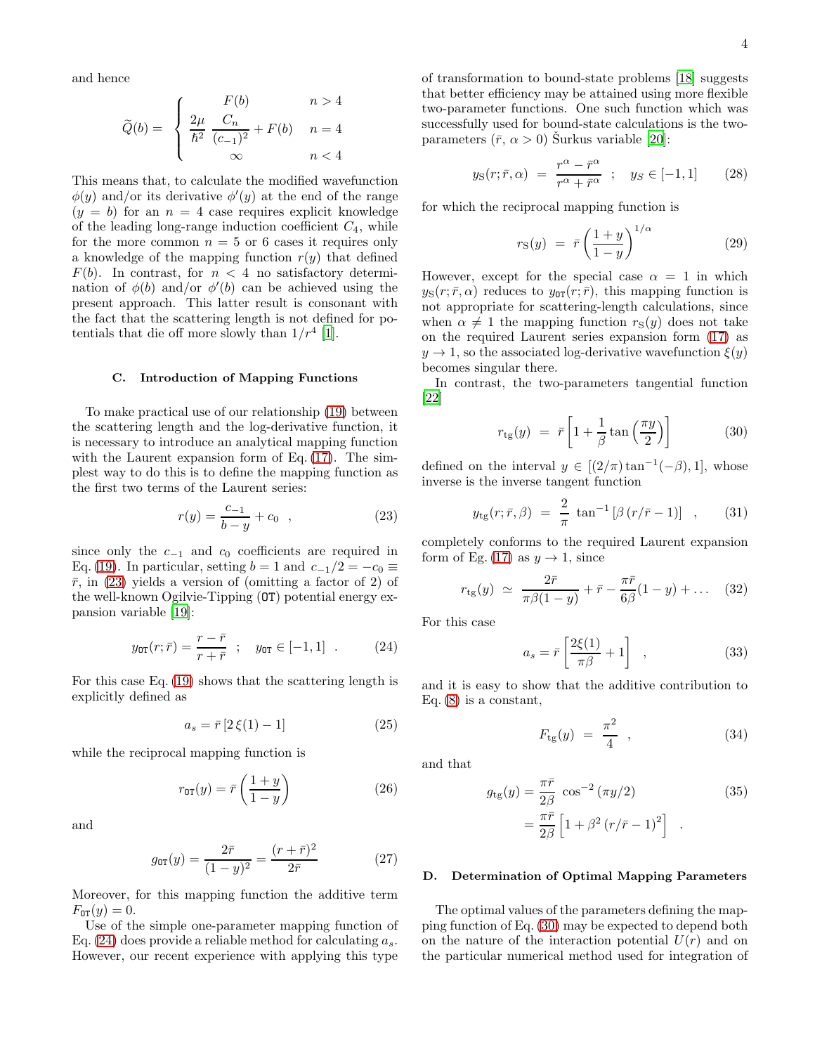and hence

$$\widetilde{Q}(b) = \begin{cases} F(b) & n > 4 \\ \dfrac{2\mu}{\hbar^2}\, \dfrac{C_n}{(c_{-1})^2} + F(b) & n = 4 \\ \infty & n < 4 \end{cases}$$

This means that, to calculate the modified wavefunction $\phi(y)$ and/or its derivative $\phi'(y)$ at the end of the range $(y = b)$ for an $n = 4$ case requires explicit knowledge of the leading long-range induction coefficient $C_4$, while for the more common $n = 5$ or 6 cases it requires only a knowledge of the mapping function $r(y)$ that defined $F(b)$. In contrast, for $n < 4$ no satisfactory determination of $\phi(b)$ and/or $\phi'(b)$ can be achieved using the present approach. This latter result is consonant with the fact that the scattering length is not defined for potentials that die off more slowly than $1/r^4$ [1].

### C. Introduction of Mapping Functions

To make practical use of our relationship (19) between the scattering length and the log-derivative function, it is necessary to introduce an analytical mapping function with the Laurent expansion form of Eq. (17). The simplest way to do this is to define the mapping function as the first two terms of the Laurent series:

$$r(y) = \frac{c_{-1}}{b - y} + c_0 \quad , \tag{23}$$

since only the $c_{-1}$ and $c_0$ coefficients are required in Eq. (19). In particular, setting $b = 1$ and $c_{-1}/2 = -c_0 \equiv \bar{r}$, in (23) yields a version of (omitting a factor of 2) of the well-known Ogilvie-Tipping (OT) potential energy expansion variable [19]:

$$y_{\mathtt{OT}}(r; \bar{r}) = \frac{r - \bar{r}}{r + \bar{r}} \quad ; \quad y_{\mathtt{OT}} \in [-1, 1] \quad . \tag{24}$$

For this case Eq. (19) shows that the scattering length is explicitly defined as

$$a_s = \bar{r}\,[2\,\xi(1) - 1] \tag{25}$$

while the reciprocal mapping function is

$$r_{\mathtt{OT}}(y) = \bar{r}\left(\frac{1 + y}{1 - y}\right) \tag{26}$$

and

$$g_{\mathtt{OT}}(y) = \frac{2\bar{r}}{(1 - y)^2} = \frac{(r + \bar{r})^2}{2\bar{r}} \tag{27}$$

Moreover, for this mapping function the additive term $F_{\mathtt{OT}}(y) = 0$.

Use of the simple one-parameter mapping function of Eq. (24) does provide a reliable method for calculating $a_s$. However, our recent experience with applying this type of transformation to bound-state problems [18] suggests that better efficiency may be attained using more flexible two-parameter functions. One such function which was successfully used for bound-state calculations is the two-parameters ($\bar{r}$, $\alpha > 0$) Šurkus variable [20]:

$$y_{\mathrm{S}}(r; \bar{r}, \alpha) \;=\; \frac{r^{\alpha} - \bar{r}^{\alpha}}{r^{\alpha} + \bar{r}^{\alpha}} \quad ; \quad y_S \in [-1, 1] \tag{28}$$

for which the reciprocal mapping function is

$$r_{\mathrm{S}}(y) \;=\; \bar{r}\left(\frac{1 + y}{1 - y}\right)^{1/\alpha} \tag{29}$$

However, except for the special case $\alpha = 1$ in which $y_{\mathrm{S}}(r; \bar{r}, \alpha)$ reduces to $y_{\mathtt{OT}}(r; \bar{r})$, this mapping function is not appropriate for scattering-length calculations, since when $\alpha \neq 1$ the mapping function $r_{\mathrm{S}}(y)$ does not take on the required Laurent series expansion form (17) as $y \to 1$, so the associated log-derivative wavefunction $\xi(y)$ becomes singular there.

In contrast, the two-parameters tangential function [22]

$$r_{\mathrm{tg}}(y) \;=\; \bar{r}\left[1 + \frac{1}{\beta}\tan\left(\frac{\pi y}{2}\right)\right] \tag{30}$$

defined on the interval $y \in [(2/\pi)\tan^{-1}(-\beta), 1]$, whose inverse is the inverse tangent function

$$y_{\mathrm{tg}}(r; \bar{r}, \beta) \;=\; \frac{2}{\pi}\,\tan^{-1}\left[\beta\,(r/\bar{r} - 1)\right] \quad , \tag{31}$$

completely conforms to the required Laurent expansion form of Eg. (17) as $y \to 1$, since

$$r_{\mathrm{tg}}(y) \;\simeq\; \frac{2\bar{r}}{\pi\beta(1 - y)} + \bar{r} - \frac{\pi\bar{r}}{6\beta}(1 - y) + \ldots \tag{32}$$

For this case

$$a_s = \bar{r}\left[\frac{2\xi(1)}{\pi\beta} + 1\right] \quad , \tag{33}$$

and it is easy to show that the additive contribution to Eq. (8) is a constant,

$$F_{\mathrm{tg}}(y) \;=\; \frac{\pi^2}{4} \quad , \tag{34}$$

and that

$$\begin{aligned} g_{\mathrm{tg}}(y) &= \frac{\pi\bar{r}}{2\beta}\,\cos^{-2}(\pi y/2) \\ &= \frac{\pi\bar{r}}{2\beta}\left[1 + \beta^2\,(r/\bar{r} - 1)^2\right] \quad . \end{aligned} \tag{35}$$

### D. Determination of Optimal Mapping Parameters

The optimal values of the parameters defining the mapping function of Eq. (30) may be expected to depend both on the nature of the interaction potential $U(r)$ and on the particular numerical method used for integration of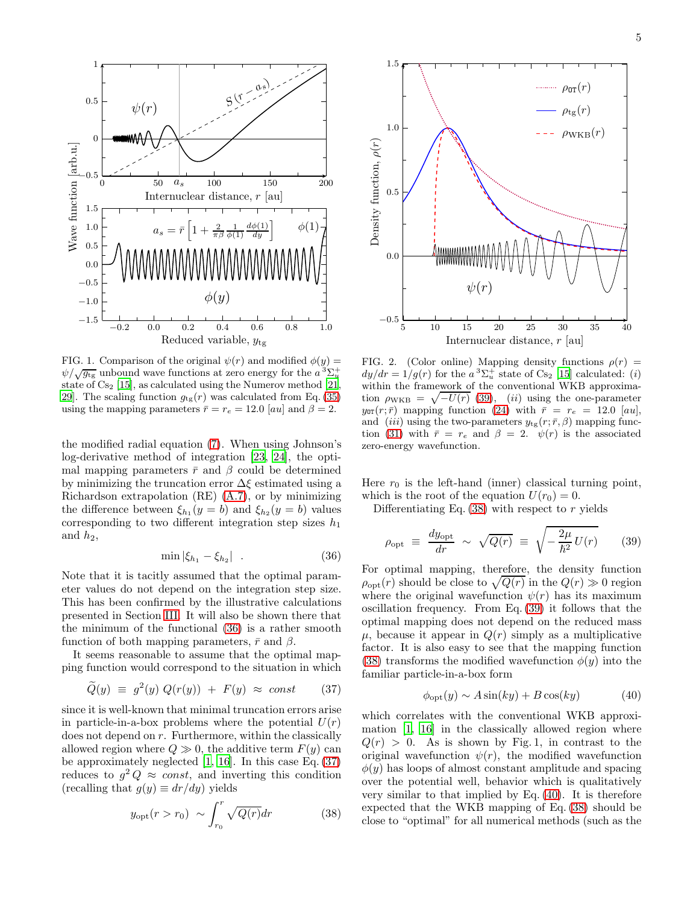FIG. 1. Comparison of the original $\psi(r)$ and modified $\phi(y) = \psi/\sqrt{g_{\rm tg}}$ unbound wave functions at zero energy for the $a\,^3\Sigma_u^+$ state of $Cs_2$ [15], as calculated using the Numerov method [21, 29]. The scaling function $g_{\rm tg}(r)$ was calculated from Eq. (35) using the mapping parameters $\bar{r} = r_e = 12.0$ $[au]$ and $\beta = 2$.

the modified radial equation (7). When using Johnson's log-derivative method of integration [23, 24], the optimal mapping parameters $\bar{r}$ and $\beta$ could be determined by minimizing the truncation error $\Delta\xi$ estimated using a Richardson extrapolation (RE) (A.7), or by minimizing the difference between $\xi_{h_1}(y = b)$ and $\xi_{h_2}(y = b)$ values corresponding to two different integration step sizes $h_1$ and $h_2$,

$$\min|\xi_{h_1} - \xi_{h_2}| \quad . \tag{36}$$

Note that it is tacitly assumed that the optimal parameter values do not depend on the integration step size. This has been confirmed by the illustrative calculations presented in Section III. It will also be shown there that the minimum of the functional (36) is a rather smooth function of both mapping parameters, $\bar{r}$ and $\beta$.

It seems reasonable to assume that the optimal mapping function would correspond to the situation in which

$$\widetilde{Q}(y) \;\equiv\; g^2(y)\,Q(r(y)) \;+\; F(y) \;\approx\; const \tag{37}$$

since it is well-known that minimal truncation errors arise in particle-in-a-box problems where the potential $U(r)$ does not depend on $r$. Furthermore, within the classically allowed region where $Q \gg 0$, the additive term $F(y)$ can be approximately neglected [1, 16]. In this case Eq. (37) reduces to $g^2 Q \approx const$, and inverting this condition (recalling that $g(y) \equiv dr/dy$) yields

$$y_{\rm opt}(r > r_0) \;\sim \int_{r_0}^{r} \sqrt{Q(r)}dr \tag{38}$$

FIG. 2. (Color online) Mapping density functions $\rho(r) = dy/dr = 1/g(r)$ for the $a\,^3\Sigma_u^+$ state of $Cs_2$ [15] calculated: $(i)$ within the framework of the conventional WKB approximation $\rho_{\rm WKB} = \sqrt{-U(r)}$ (39), $(ii)$ using the one-parameter $y_{\tt OT}(r;\bar{r})$ mapping function (24) with $\bar{r} = r_e = 12.0$ $[au]$, and $(iii)$ using the two-parameters $y_{\rm tg}(r;\bar{r},\beta)$ mapping function (31) with $\bar{r} = r_e$ and $\beta = 2$. $\psi(r)$ is the associated zero-energy wavefunction.

Here $r_0$ is the left-hand (inner) classical turning point, which is the root of the equation $U(r_0) = 0$.

Differentiating Eq. (38) with respect to $r$ yields

$$\rho_{\rm opt} \;\equiv\; \frac{dy_{\rm opt}}{dr} \;\sim\; \sqrt{Q(r)} \;\equiv\; \sqrt{-\frac{2\mu}{\hbar^2}\,U(r)} \tag{39}$$

For optimal mapping, therefore, the density function $\rho_{\rm opt}(r)$ should be close to $\sqrt{Q(r)}$ in the $Q(r) \gg 0$ region where the original wavefunction $\psi(r)$ has its maximum oscillation frequency. From Eq. (39) it follows that the optimal mapping does not depend on the reduced mass $\mu$, because it appear in $Q(r)$ simply as a multiplicative factor. It is also easy to see that the mapping function (38) transforms the modified wavefunction $\phi(y)$ into the familiar particle-in-a-box form

$$\phi_{\rm opt}(y) \sim A\sin(ky) + B\cos(ky) \tag{40}$$

which correlates with the conventional WKB approximation [1, 16] in the classically allowed region where $Q(r) > 0$. As is shown by Fig. 1, in contrast to the original wavefunction $\psi(r)$, the modified wavefunction $\phi(y)$ has loops of almost constant amplitude and spacing over the potential well, behavior which is qualitatively very similar to that implied by Eq. (40). It is therefore expected that the WKB mapping of Eq. (38) should be close to "optimal" for all numerical methods (such as the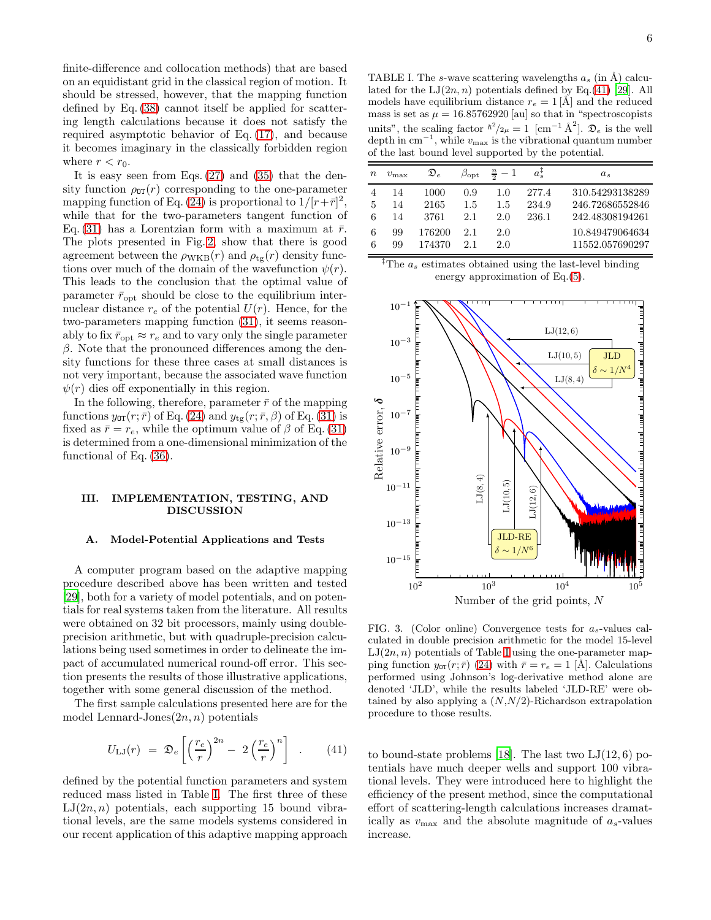finite-difference and collocation methods) that are based on an equidistant grid in the classical region of motion. It should be stressed, however, that the mapping function defined by Eq. (38) cannot itself be applied for scattering length calculations because it does not satisfy the required asymptotic behavior of Eq. (17), and because it becomes imaginary in the classically forbidden region where $r < r_0$.

It is easy seen from Eqs. (27) and (35) that the density function $\rho_{\mathtt{OT}}(r)$ corresponding to the one-parameter mapping function of Eq. (24) is proportional to $1/[r+\bar{r}]^2$, while that for the two-parameters tangent function of Eq. (31) has a Lorentzian form with a maximum at $\bar{r}$. The plots presented in Fig. 2 show that there is good agreement between the $\rho_{\rm WKB}(r)$ and $\rho_{\rm tg}(r)$ density functions over much of the domain of the wavefunction $\psi(r)$. This leads to the conclusion that the optimal value of parameter $\bar{r}_{\rm opt}$ should be close to the equilibrium internuclear distance $r_e$ of the potential $U(r)$. Hence, for the two-parameters mapping function (31), it seems reasonably to fix $\bar{r}_{\rm opt} \approx r_e$ and to vary only the single parameter $\beta$. Note that the pronounced differences among the density functions for these three cases at small distances is not very important, because the associated wave function $\psi(r)$ dies off exponentially in this region.

In the following, therefore, parameter $\bar{r}$ of the mapping functions $y_{\mathtt{OT}}(r;\bar{r})$ of Eq. (24) and $y_{\rm tg}(r;\bar{r},\beta)$ of Eq. (31) is fixed as $\bar{r} = r_e$, while the optimum value of $\beta$ of Eq. (31) is determined from a one-dimensional minimization of the functional of Eq. (36).

## III. IMPLEMENTATION, TESTING, AND DISCUSSION

### A. Model-Potential Applications and Tests

A computer program based on the adaptive mapping procedure described above has been written and tested [29], both for a variety of model potentials, and on potentials for real systems taken from the literature. All results were obtained on 32 bit processors, mainly using double-precision arithmetic, but with quadruple-precision calculations being used sometimes in order to delineate the impact of accumulated numerical round-off error. This section presents the results of those illustrative applications, together with some general discussion of the method.

The first sample calculations presented here are for the model Lennard-Jones$(2n, n)$ potentials

$$U_{\rm LJ}(r) \;=\; \mathfrak{D}_e \left[ \left(\frac{r_e}{r}\right)^{2n} -\; 2\left(\frac{r_e}{r}\right)^{n} \right] \quad . \qquad (41)$$

defined by the potential function parameters and system reduced mass listed in Table I. The first three of these LJ$(2n, n)$ potentials, each supporting 15 bound vibrational levels, are the same models systems considered in our recent application of this adaptive mapping approach to bound-state problems [18]. The last two LJ$(12, 6)$ potentials have much deeper wells and support 100 vibrational levels. They were introduced here to highlight the efficiency of the present method, since the computational effort of scattering-length calculations increases dramatically as $v_{\rm max}$ and the absolute magnitude of $a_s$-values increase.

TABLE I. The $s$-wave scattering wavelengths $a_s$ (in Å) calculated for the LJ$(2n, n)$ potentials defined by Eq.(41) [29]. All models have equilibrium distance $r_e = 1$ [Å] and the reduced mass is set as $\mu = 16.85762920$ [au] so that in "spectroscopists units", the scaling factor $\hbar^2/2\mu = 1$ [cm$^{-1}$ Å$^2$]. $\mathfrak{D}_e$ is the well depth in cm$^{-1}$, while $v_{\rm max}$ is the vibrational quantum number of the last bound level supported by the potential.

| $n$ | $v_{\rm max}$ | $\mathfrak{D}_e$ | $\beta_{\rm opt}$ | $\frac{n}{2}-1$ | $a_s^{\ddagger}$ | $a_s$ |
|---|---|---|---|---|---|---|
| 4 | 14 | 1000 | 0.9 | 1.0 | 277.4 | 310.54293138289 |
| 5 | 14 | 2165 | 1.5 | 1.5 | 234.9 | 246.72686552846 |
| 6 | 14 | 3761 | 2.1 | 2.0 | 236.1 | 242.48308194261 |
| 6 | 99 | 176200 | 2.1 | 2.0 | | 10.849479064634 |
| 6 | 99 | 174370 | 2.1 | 2.0 | | 11552.057690297 |

[‡] The $a_s$ estimates obtained using the last-level binding energy approximation of Eq.(5).

FIG. 3. (Color online) Convergence tests for $a_s$-values calculated in double precision arithmetic for the model 15-level LJ$(2n, n)$ potentials of Table I using the one-parameter mapping function $y_{\mathtt{OT}}(r;\bar{r})$ (24) with $\bar{r} = r_e = 1$ [Å]. Calculations performed using Johnson's log-derivative method alone are denoted 'JLD', while the results labeled 'JLD-RE' were obtained by also applying a $(N,N/2)$-Richardson extrapolation procedure to those results.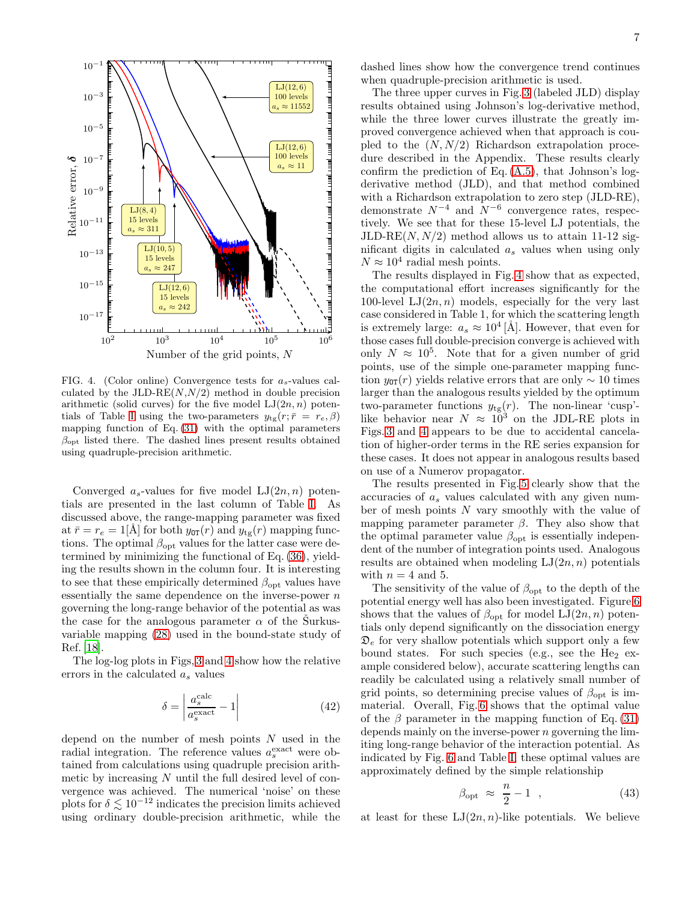FIG. 4. (Color online) Convergence tests for $a_s$-values calculated by the JLD-RE($N$,$N/2$) method in double precision arithmetic (solid curves) for the five model LJ($2n,n$) potentials of Table I using the two-parameters $y_{\rm tg}(r;\bar{r}=r_e,\beta)$ mapping function of Eq. (31) with the optimal parameters $\beta_{\rm opt}$ listed there. The dashed lines present results obtained using quadruple-precision arithmetic.

Converged $a_s$-values for five model LJ($2n,n$) potentials are presented in the last column of Table I. As discussed above, the range-mapping parameter was fixed at $\bar{r}=r_e=1$[Å] for both $y_{\rm 0T}(r)$ and $y_{\rm tg}(r)$ mapping functions. The optimal $\beta_{\rm opt}$ values for the latter case were determined by minimizing the functional of Eq. (36), yielding the results shown in the column four. It is interesting to see that these empirically determined $\beta_{\rm opt}$ values have essentially the same dependence on the inverse-power $n$ governing the long-range behavior of the potential as was the case for the analogous parameter $\alpha$ of the Šurkus-variable mapping (28) used in the bound-state study of Ref. [18].

The log-log plots in Figs. 3 and 4 show how the relative errors in the calculated $a_s$ values

$$\delta = \left| \frac{a_s^{\rm calc}}{a_s^{\rm exact}} - 1 \right| \tag{42}$$

depend on the number of mesh points $N$ used in the radial integration. The reference values $a_s^{\rm exact}$ were obtained from calculations using quadruple precision arithmetic by increasing $N$ until the full desired level of convergence was achieved. The numerical 'noise' on these plots for $\delta \lesssim 10^{-12}$ indicates the precision limits achieved using ordinary double-precision arithmetic, while the dashed lines show how the convergence trend continues when quadruple-precision arithmetic is used.

The three upper curves in Fig. 3 (labeled JLD) display results obtained using Johnson's log-derivative method, while the three lower curves illustrate the greatly improved convergence achieved when that approach is coupled to the ($N,N/2$) Richardson extrapolation procedure described in the Appendix. These results clearly confirm the prediction of Eq. (A.5), that Johnson's log-derivative method (JLD), and that method combined with a Richardson extrapolation to zero step (JLD-RE), demonstrate $N^{-4}$ and $N^{-6}$ convergence rates, respectively. We see that for these 15-level LJ potentials, the JLD-RE($N,N/2$) method allows us to attain 11-12 significant digits in calculated $a_s$ values when using only $N \approx 10^4$ radial mesh points.

The results displayed in Fig. 4 show that as expected, the computational effort increases significantly for the 100-level LJ($2n,n$) models, especially for the very last case considered in Table 1, for which the scattering length is extremely large: $a_s \approx 10^4$ [Å]. However, that even for those cases full double-precision converge is achieved with only $N \approx 10^5$. Note that for a given number of grid points, use of the simple one-parameter mapping function $y_{\rm 0T}(r)$ yields relative errors that are only $\sim 10$ times larger than the analogous results yielded by the optimum two-parameter functions $y_{\rm tg}(r)$. The non-linear 'cusp'-like behavior near $N \approx 10^3$ on the JDL-RE plots in Figs. 3 and 4 appears to be due to accidental cancelation of higher-order terms in the RE series expansion for these cases. It does not appear in analogous results based on use of a Numerov propagator.

The results presented in Fig. 5 clearly show that the accuracies of $a_s$ values calculated with any given number of mesh points $N$ vary smoothly with the value of mapping parameter parameter $\beta$. They also show that the optimal parameter value $\beta_{\rm opt}$ is essentially independent of the number of integration points used. Analogous results are obtained when modeling LJ($2n,n$) potentials with $n=4$ and 5.

The sensitivity of the value of $\beta_{\rm opt}$ to the depth of the potential energy well has also been investigated. Figure 6 shows that the values of $\beta_{\rm opt}$ for model LJ($2n,n$) potentials only depend significantly on the dissociation energy $\mathfrak{D}_e$ for very shallow potentials which support only a few bound states. For such species (e.g., see the $He_2$ example considered below), accurate scattering lengths can readily be calculated using a relatively small number of grid points, so determining precise values of $\beta_{\rm opt}$ is immaterial. Overall, Fig. 6 shows that the optimal value of the $\beta$ parameter in the mapping function of Eq. (31) depends mainly on the inverse-power $n$ governing the limiting long-range behavior of the interaction potential. As indicated by Fig. 6 and Table I, these optimal values are approximately defined by the simple relationship

$$\beta_{\rm opt} \;\approx\; \frac{n}{2} - 1 \ \ , \tag{43}$$

at least for these LJ($2n,n$)-like potentials. We believe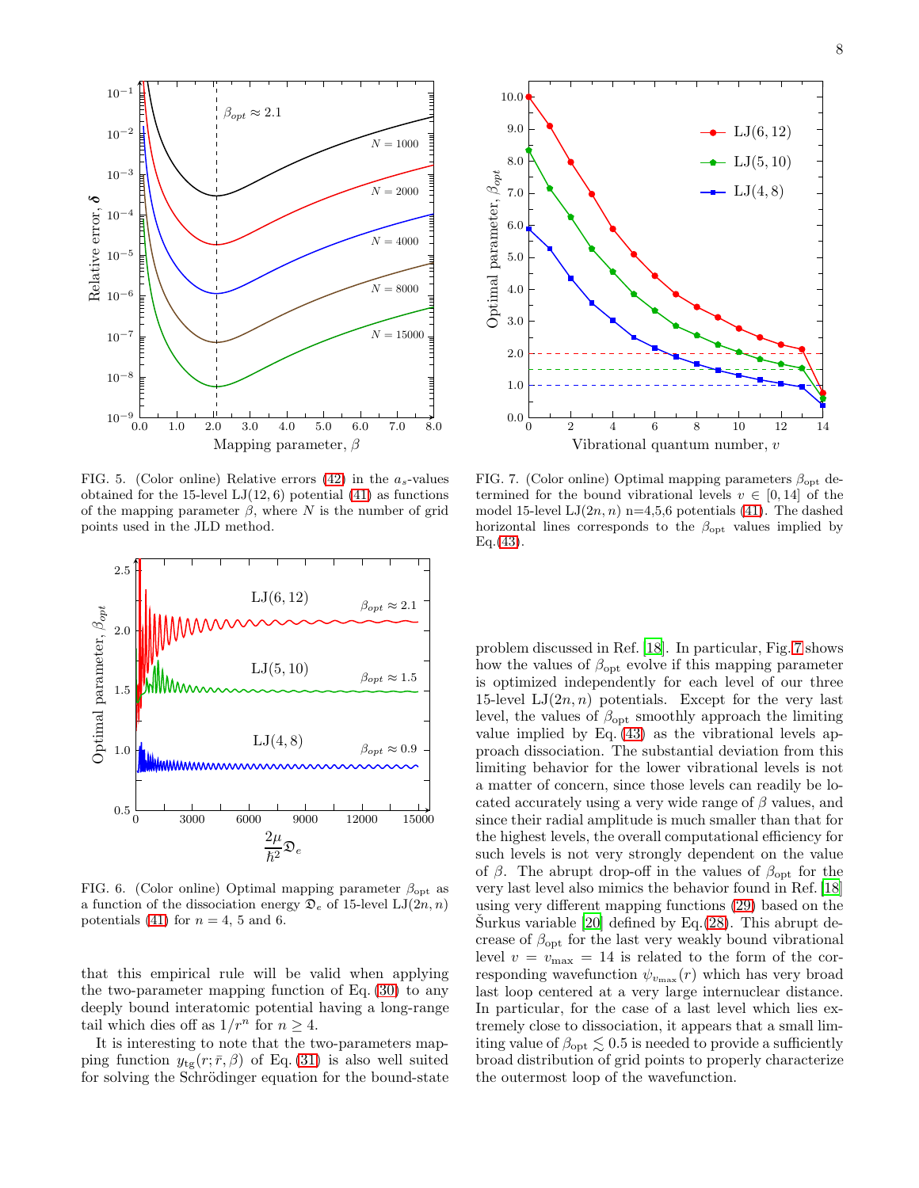FIG. 5. (Color online) Relative errors (42) in the $a_s$-values obtained for the 15-level LJ(12, 6) potential (41) as functions of the mapping parameter $\beta$, where $N$ is the number of grid points used in the JLD method.

FIG. 6. (Color online) Optimal mapping parameter $\beta_{\rm opt}$ as a function of the dissociation energy $\mathfrak{D}_e$ of 15-level LJ$(2n, n)$ potentials (41) for $n = 4$, 5 and 6.

that this empirical rule will be valid when applying the two-parameter mapping function of Eq. (30) to any deeply bound interatomic potential having a long-range tail which dies off as $1/r^n$ for $n \geq 4$.

It is interesting to note that the two-parameters mapping function $y_{\rm tg}(r; \bar{r}, \beta)$ of Eq. (31) is also well suited for solving the Schrödinger equation for the bound-state problem discussed in Ref. [18]. In particular, Fig. 7 shows how the values of $\beta_{\rm opt}$ evolve if this mapping parameter is optimized independently for each level of our three 15-level LJ$(2n, n)$ potentials. Except for the very last level, the values of $\beta_{\rm opt}$ smoothly approach the limiting value implied by Eq. (43) as the vibrational levels approach dissociation. The substantial deviation from this limiting behavior for the lower vibrational levels is not a matter of concern, since those levels can readily be located accurately using a very wide range of $\beta$ values, and since their radial amplitude is much smaller than that for the highest levels, the overall computational efficiency for such levels is not very strongly dependent on the value of $\beta$. The abrupt drop-off in the values of $\beta_{\rm opt}$ for the very last level also mimics the behavior found in Ref. [18] using very different mapping functions (29) based on the Šurkus variable [20] defined by Eq.(28). This abrupt decrease of $\beta_{\rm opt}$ for the last very weakly bound vibrational level $v = v_{\rm max} = 14$ is related to the form of the corresponding wavefunction $\psi_{v_{\rm max}}(r)$ which has very broad last loop centered at a very large internuclear distance. In particular, for the case of a last level which lies extremely close to dissociation, it appears that a small limiting value of $\beta_{\rm opt} \lesssim 0.5$ is needed to provide a sufficiently broad distribution of grid points to properly characterize the outermost loop of the wavefunction.

FIG. 7. (Color online) Optimal mapping parameters $\beta_{\rm opt}$ determined for the bound vibrational levels $v \in [0, 14]$ of the model 15-level LJ$(2n, n)$ n=4,5,6 potentials (41). The dashed horizontal lines corresponds to the $\beta_{\rm opt}$ values implied by Eq.(43).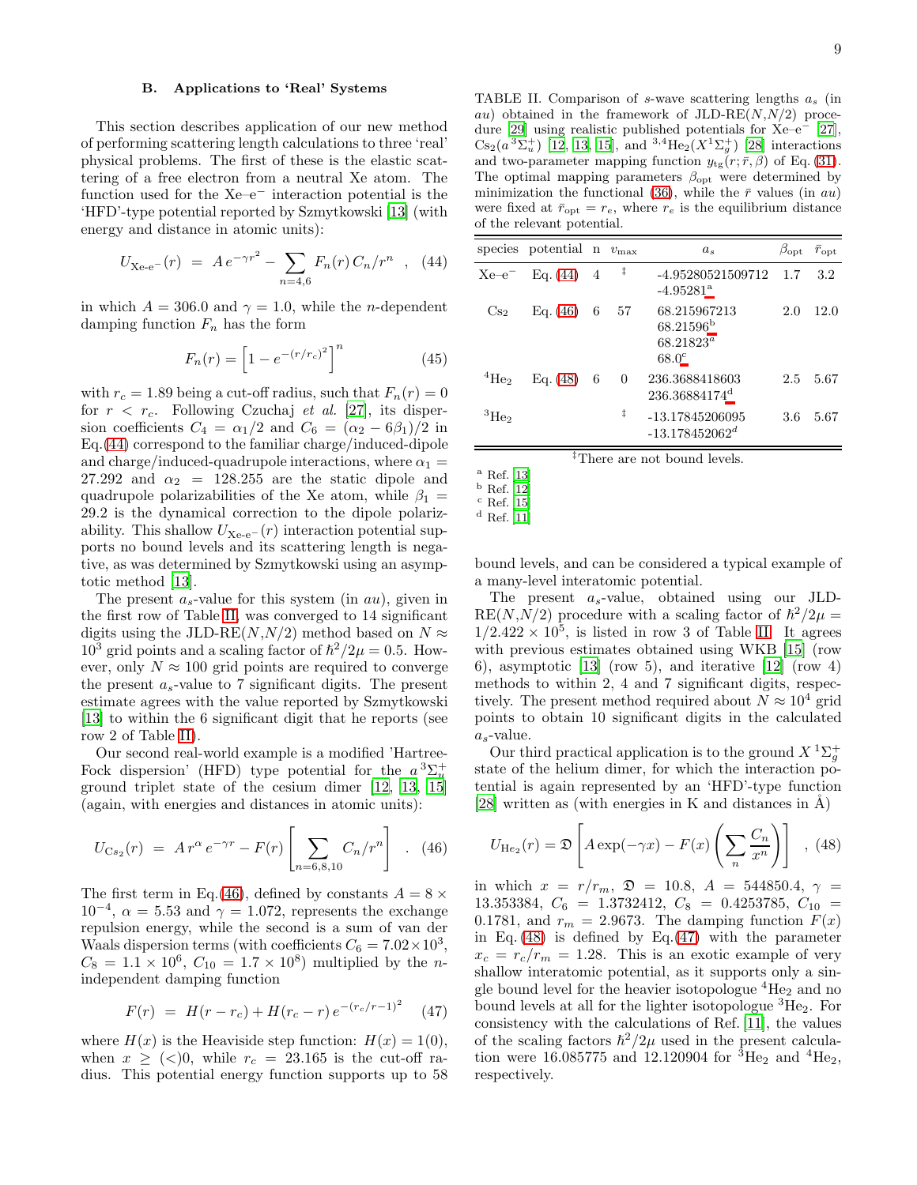### B. Applications to 'Real' Systems

This section describes application of our new method of performing scattering length calculations to three 'real' physical problems. The first of these is the elastic scattering of a free electron from a neutral Xe atom. The function used for the Xe–e$^-$ interaction potential is the 'HFD'-type potential reported by Szmytkowski [13] (with energy and distance in atomic units):

$$U_{\text{Xe-e}^-}(r) \;=\; A\,e^{-\gamma r^2} - \sum_{n=4,6} F_n(r)\,C_n/r^n \quad , \quad (44)$$

in which $A = 306.0$ and $\gamma = 1.0$, while the $n$-dependent damping function $F_n$ has the form

$$F_n(r) = \left[1 - e^{-(r/r_c)^2}\right]^n \quad (45)$$

with $r_c = 1.89$ being a cut-off radius, such that $F_n(r) = 0$ for $r < r_c$. Following Czuchaj *et al.* [27], its dispersion coefficients $C_4 = \alpha_1/2$ and $C_6 = (\alpha_2 - 6\beta_1)/2$ in Eq.(44) correspond to the familiar charge/induced-dipole and charge/induced-quadrupole interactions, where $\alpha_1 = 27.292$ and $\alpha_2 = 128.255$ are the static dipole and quadrupole polarizabilities of the Xe atom, while $\beta_1 = 29.2$ is the dynamical correction to the dipole polarizability. This shallow $U_{\text{Xe-e}^-}(r)$ interaction potential supports no bound levels and its scattering length is negative, as was determined by Szmytkowski using an asymptotic method [13].

The present $a_s$-value for this system (in $au$), given in the first row of Table II, was converged to 14 significant digits using the JLD-RE($N$,$N$/2) method based on $N \approx 10^3$ grid points and a scaling factor of $\hbar^2/2\mu = 0.5$. However, only $N \approx 100$ grid points are required to converge the present $a_s$-value to 7 significant digits. The present estimate agrees with the value reported by Szmytkowski [13] to within the 6 significant digit that he reports (see row 2 of Table II).

Our second real-world example is a modified 'Hartree-Fock dispersion' (HFD) type potential for the $a\,^3\Sigma_u^+$ ground triplet state of the cesium dimer [12, 13, 15] (again, with energies and distances in atomic units):

$$U_{\text{Cs}_2}(r) \;=\; A\,r^{\alpha}\,e^{-\gamma r} - F(r)\left[\sum_{n=6,8,10} C_n/r^n\right] \quad . \quad (46)$$

The first term in Eq.(46), defined by constants $A = 8\times 10^{-4}$, $\alpha = 5.53$ and $\gamma = 1.072$, represents the exchange repulsion energy, while the second is a sum of van der Waals dispersion terms (with coefficients $C_6 = 7.02\times 10^3$, $C_8 = 1.1\times 10^6$, $C_{10} = 1.7\times 10^8$) multiplied by the $n$-independent damping function

$$F(r) \;=\; H(r - r_c) + H(r_c - r)\,e^{-(r_c/r-1)^2} \quad (47)$$

where $H(x)$ is the Heaviside step function: $H(x) = 1(0)$, when $x \geq (<) 0$, while $r_c = 23.165$ is the cut-off radius. This potential energy function supports up to 58 bound levels, and can be considered a typical example of a many-level interatomic potential.

TABLE II. Comparison of $s$-wave scattering lengths $a_s$ (in $au$) obtained in the framework of JLD-RE($N$,$N$/2) procedure [29] using realistic published potentials for Xe–e$^-$ [27], $\text{Cs}_2(a\,^3\Sigma_u^+)$ [12, 13, 15], and $^{3,4}\text{He}_2(X\,^1\Sigma_g^+)$ [28] interactions and two-parameter mapping function $y_{\text{tg}}(r;\bar{r},\beta)$ of Eq. (31). The optimal mapping parameters $\beta_{\text{opt}}$ were determined by minimization the functional (36), while the $\bar{r}$ values (in $au$) were fixed at $\bar{r}_{\text{opt}} = r_e$, where $r_e$ is the equilibrium distance of the relevant potential.

| species | potential | n | $v_{\max}$ | $a_s$ | $\beta_{\text{opt}}$ | $\bar{r}_{\text{opt}}$ |
|---|---|---|---|---|---|---|
| Xe–e$^-$ | Eq. (44) | 4 | ‡ | -4.95280521509712 | 1.7 | 3.2 |
| | | | | -4.95281[a] | | |
| $\text{Cs}_2$ | Eq. (46) | 6 | 57 | 68.215967213 | 2.0 | 12.0 |
| | | | | 68.21596[b] | | |
| | | | | 68.21823[a] | | |
| | | | | 68.0[c] | | |
| $^4\text{He}_2$ | Eq. (48) | 6 | 0 | 236.3688418603 | 2.5 | 5.67 |
| | | | | 236.36884174[d] | | |
| $^3\text{He}_2$ | | | ‡ | -13.17845206095 | 3.6 | 5.67 |
| | | | | -13.178452062[d] | | |

‡There are not bound levels.

[a] Ref. [13]
[b] Ref. [12]
[c] Ref. [15]
[d] Ref. [11]

The present $a_s$-value, obtained using our JLD-RE($N$,$N$/2) procedure with a scaling factor of $\hbar^2/2\mu = 1/2.422\times 10^5$, is listed in row 3 of Table II. It agrees with previous estimates obtained using WKB [15] (row 6), asymptotic [13] (row 5), and iterative [12] (row 4) methods to within 2, 4 and 7 significant digits, respectively. The present method required about $N \approx 10^4$ grid points to obtain 10 significant digits in the calculated $a_s$-value.

Our third practical application is to the ground $X\,^1\Sigma_g^+$ state of the helium dimer, for which the interaction potential is again represented by an 'HFD'-type function [28] written as (with energies in K and distances in Å)

$$U_{\text{He}_2}(r) = \mathfrak{D}\left[A\exp(-\gamma x) - F(x)\left(\sum_n \frac{C_n}{x^n}\right)\right] \quad , \quad (48)$$

in which $x = r/r_m$, $\mathfrak{D} = 10.8$, $A = 544850.4$, $\gamma = 13.353384$, $C_6 = 1.3732412$, $C_8 = 0.4253785$, $C_{10} = 0.1781$, and $r_m = 2.9673$. The damping function $F(x)$ in Eq. (48) is defined by Eq.(47) with the parameter $x_c = r_c/r_m = 1.28$. This is an exotic example of very shallow interatomic potential, as it supports only a single bound level for the heavier isotopologue $^4\text{He}_2$ and no bound levels at all for the lighter isotopologue $^3\text{He}_2$. For consistency with the calculations of Ref. [11], the values of the scaling factors $\hbar^2/2\mu$ used in the present calculation were 16.085775 and 12.120904 for $^3\text{He}_2$ and $^4\text{He}_2$, respectively.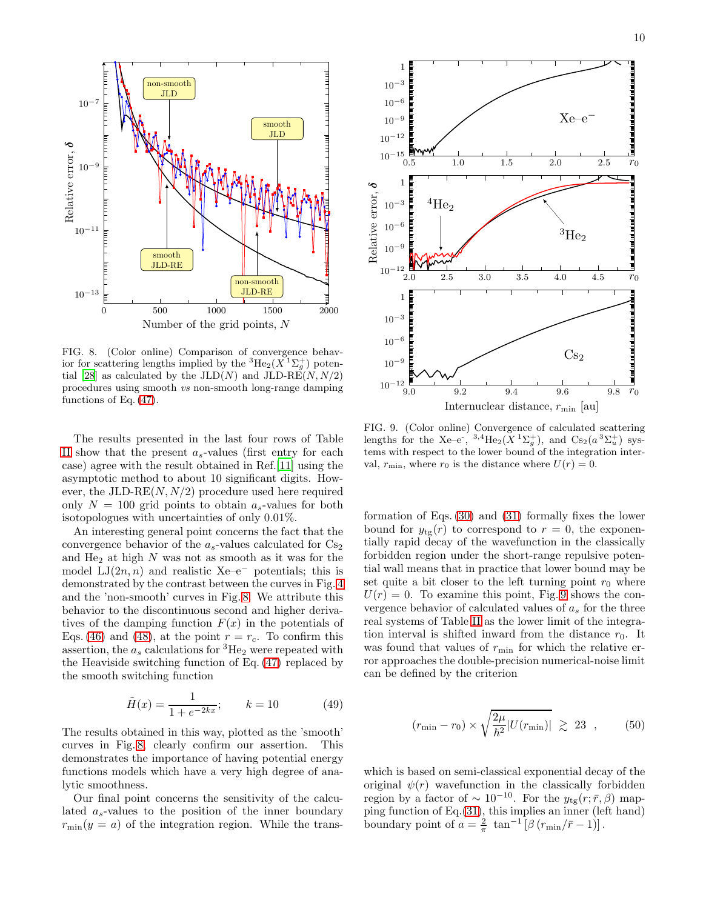FIG. 8. (Color online) Comparison of convergence behavior for scattering lengths implied by the $^3\mathrm{He}_2(X\,^1\Sigma_g^+)$ potential [28] as calculated by the JLD($N$) and JLD-RE($N, N/2$) procedures using smooth *vs* non-smooth long-range damping functions of Eq. (47).

The results presented in the last four rows of Table II show that the present $a_s$-values (first entry for each case) agree with the result obtained in Ref.[11] using the asymptotic method to about 10 significant digits. However, the JLD-RE($N, N/2$) procedure used here required only $N = 100$ grid points to obtain $a_s$-values for both isotopologues with uncertainties of only 0.01%.

An interesting general point concerns the fact that the convergence behavior of the $a_s$-values calculated for $\mathrm{Cs}_2$ and $\mathrm{He}_2$ at high $N$ was not as smooth as it was for the model LJ($2n, n$) and realistic Xe–e$^-$ potentials; this is demonstrated by the contrast between the curves in Fig. 4 and the 'non-smooth' curves in Fig. 8. We attribute this behavior to the discontinuous second and higher derivatives of the damping function $F(x)$ in the potentials of Eqs. (46) and (48), at the point $r = r_c$. To confirm this assertion, the $a_s$ calculations for $^3\mathrm{He}_2$ were repeated with the Heaviside switching function of Eq. (47) replaced by the smooth switching function

$$\tilde{H}(x) = \frac{1}{1 + e^{-2kx}}; \qquad k = 10 \tag{49}$$

The results obtained in this way, plotted as the 'smooth' curves in Fig. 8, clearly confirm our assertion. This demonstrates the importance of having potential energy functions models which have a very high degree of analytic smoothness.

Our final point concerns the sensitivity of the calculated $a_s$-values to the position of the inner boundary $r_{\min}(y = a)$ of the integration region. While the transformation of Eqs. (30) and (31) formally fixes the lower bound for $y_{\mathrm{tg}}(r)$ to correspond to $r = 0$, the exponentially rapid decay of the wavefunction in the classically forbidden region under the short-range repulsive potential wall means that in practice that lower bound may be set quite a bit closer to the left turning point $r_0$ where $U(r) = 0$. To examine this point, Fig. 9 shows the convergence behavior of calculated values of $a_s$ for the three real systems of Table II as the lower limit of the integration interval is shifted inward from the distance $r_0$. It was found that values of $r_{\min}$ for which the relative error approaches the double-precision numerical-noise limit can be defined by the criterion

$$(r_{\min} - r_0) \times \sqrt{\frac{2\mu}{\hbar^2}|U(r_{\min})|} \;\gtrsim\; 23 \quad , \tag{50}$$

which is based on semi-classical exponential decay of the original $\psi(r)$ wavefunction in the classically forbidden region by a factor of $\sim 10^{-10}$. For the $y_{\mathrm{tg}}(r; \bar{r}, \beta)$ mapping function of Eq.(31), this implies an inner (left hand) boundary point of $a = \frac{2}{\pi}\,\tan^{-1}\left[\beta\,(r_{\min}/\bar{r} - 1)\right]$.

FIG. 9. (Color online) Convergence of calculated scattering lengths for the Xe–e$^-$, $^{3,4}\mathrm{He}_2(X\,^1\Sigma_g^+)$, and $\mathrm{Cs}_2(a\,^3\Sigma_u^+)$ systems with respect to the lower bound of the integration interval, $r_{\min}$, where $r_0$ is the distance where $U(r) = 0$.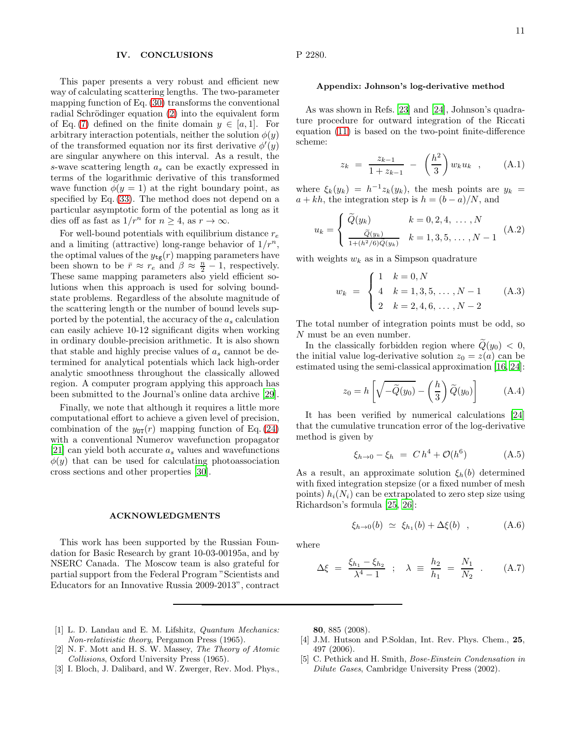## IV. CONCLUSIONS

This paper presents a very robust and efficient new way of calculating scattering lengths. The two-parameter mapping function of Eq. (30) transforms the conventional radial Schrödinger equation (2) into the equivalent form of Eq. (7) defined on the finite domain $y \in [a, 1]$. For arbitrary interaction potentials, neither the solution $\phi(y)$ of the transformed equation nor its first derivative $\phi'(y)$ are singular anywhere on this interval. As a result, the $s$-wave scattering length $a_s$ can be exactly expressed in terms of the logarithmic derivative of this transformed wave function $\phi(y = 1)$ at the right boundary point, as specified by Eq. (33). The method does not depend on a particular asymptotic form of the potential as long as it dies off as fast as $1/r^n$ for $n \geq 4$, as $r \to \infty$.

For well-bound potentials with equilibrium distance $r_e$ and a limiting (attractive) long-range behavior of $1/r^n$, the optimal values of the $y_{\texttt{tg}}(r)$ mapping parameters have been shown to be $\bar{r} \approx r_e$ and $\beta \approx \frac{n}{2} - 1$, respectively. These same mapping parameters also yield efficient solutions when this approach is used for solving bound-state problems. Regardless of the absolute magnitude of the scattering length or the number of bound levels supported by the potential, the accuracy of the $a_s$ calculation can easily achieve 10-12 significant digits when working in ordinary double-precision arithmetic. It is also shown that stable and highly precise values of $a_s$ cannot be determined for analytical potentials which lack high-order analytic smoothness throughout the classically allowed region. A computer program applying this approach has been submitted to the Journal's online data archive [29].

Finally, we note that although it requires a little more computational effort to achieve a given level of precision, combination of the $y_{\texttt{OT}}(r)$ mapping function of Eq. (24) with a conventional Numerov wavefunction propagator [21] can yield both accurate $a_s$ values and wavefunctions $\phi(y)$ that can be used for calculating photoassociation cross sections and other properties [30].

## ACKNOWLEDGMENTS

This work has been supported by the Russian Foundation for Basic Research by grant 10-03-00195a, and by NSERC Canada. The Moscow team is also grateful for partial support from the Federal Program "Scientists and Educators for an Innovative Russia 2009-2013", contract P 2280.

### Appendix: Johnson's log-derivative method

As was shown in Refs. [23] and [24], Johnson's quadrature procedure for outward integration of the Riccati equation (11) is based on the two-point finite-difference scheme:

$$z_k \;=\; \frac{z_{k-1}}{1 + z_{k-1}} \;-\; \left(\frac{h^2}{3}\right) w_k u_k \quad , \qquad \text{(A.1)}$$

where $\xi_k(y_k) = h^{-1} z_k(y_k)$, the mesh points are $y_k = a + kh$, the integration step is $h = (b - a)/N$, and

$$u_k = \begin{cases} \widetilde{Q}(y_k) & k = 0, 2, 4, \ \ldots, N \\ \frac{\widetilde{Q}(y_k)}{1 + (h^2/6)\widetilde{Q}(y_k)} & k = 1, 3, 5, \ldots, N-1 \end{cases} \qquad \text{(A.2)}$$

with weights $w_k$ as in a Simpson quadrature

$$w_k \;=\; \begin{cases} 1 & k = 0, N \\ 4 & k = 1, 3, 5, \ldots, N-1 \\ 2 & k = 2, 4, 6, \ldots, N-2 \end{cases} \qquad \text{(A.3)}$$

The total number of integration points must be odd, so $N$ must be an even number.

In the classically forbidden region where $\widetilde{Q}(y_0) < 0$, the initial value log-derivative solution $z_0 = z(a)$ can be estimated using the semi-classical approximation [16, 24]:

$$z_0 = h \left[ \sqrt{-\widetilde{Q}(y_0)} - \left(\frac{h}{3}\right) \widetilde{Q}(y_0) \right] \qquad \text{(A.4)}$$

It has been verified by numerical calculations [24] that the cumulative truncation error of the log-derivative method is given by

$$\xi_{h \to 0} - \xi_h \;=\; C\, h^4 + \mathcal{O}(h^6) \qquad \text{(A.5)}$$

As a result, an approximate solution $\xi_h(b)$ determined with fixed integration stepsize (or a fixed number of mesh points) $h_i(N_i)$ can be extrapolated to zero step size using Richardson's formula [25, 26]:

$$\xi_{h \to 0}(b) \;\simeq\; \xi_{h_1}(b) + \Delta\xi(b) \quad , \qquad \text{(A.6)}$$

where

$$\Delta\xi \;=\; \frac{\xi_{h_1} - \xi_{h_2}}{\lambda^4 - 1} \quad ; \quad \lambda \;\equiv\; \frac{h_2}{h_1} \;=\; \frac{N_1}{N_2} \quad . \qquad \text{(A.7)}$$

---

[1] L. D. Landau and E. M. Lifshitz, *Quantum Mechanics: Non-relativistic theory*, Pergamon Press (1965).

[2] N. F. Mott and H. S. W. Massey, *The Theory of Atomic Collisions*, Oxford University Press (1965).

[3] I. Bloch, J. Dalibard, and W. Zwerger, Rev. Mod. Phys., **80**, 885 (2008).

[4] J.M. Hutson and P.Soldan, Int. Rev. Phys. Chem., **25**, 497 (2006).

[5] C. Pethick and H. Smith, *Bose-Einstein Condensation in Dilute Gases*, Cambridge University Press (2002).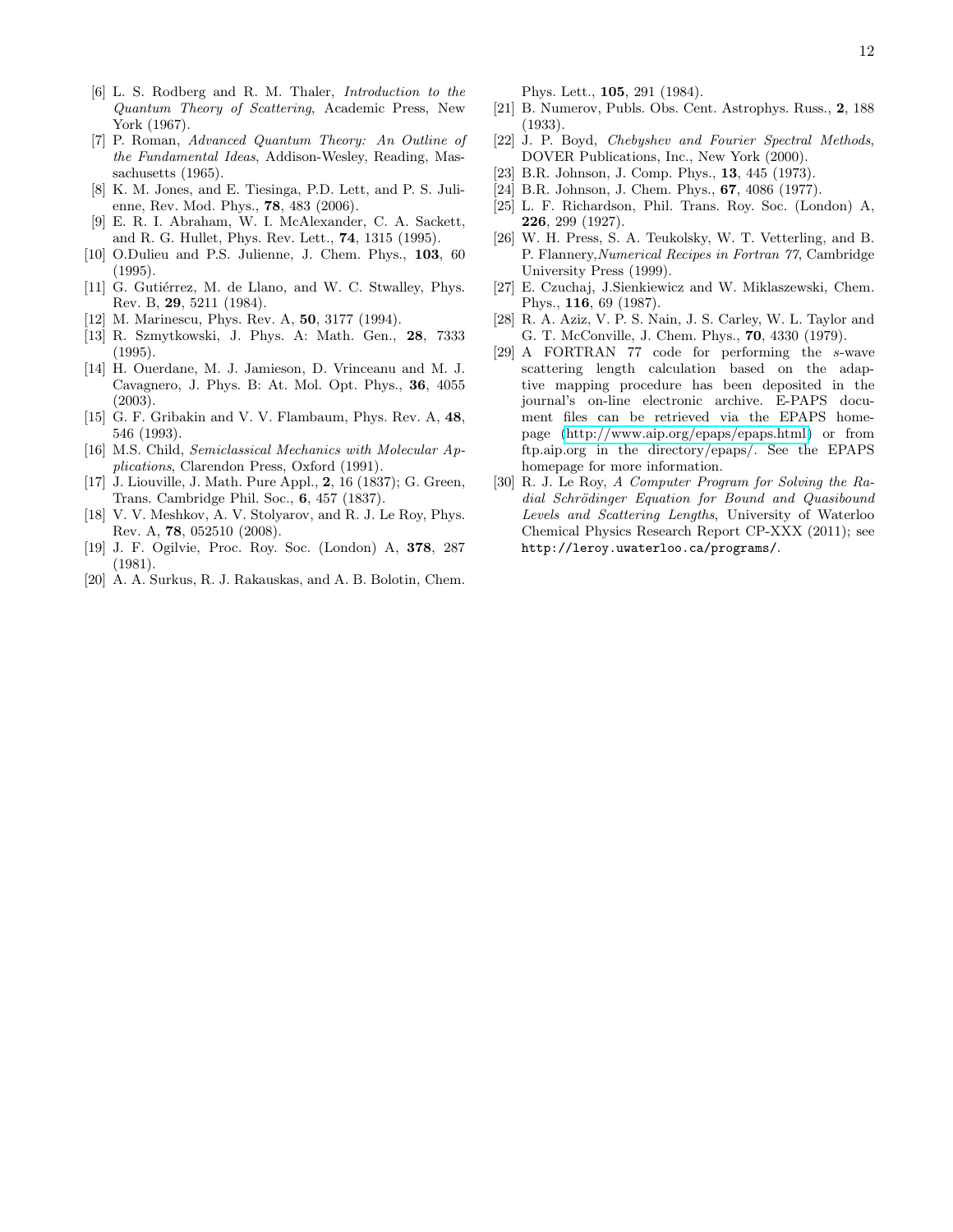[6] L. S. Rodberg and R. M. Thaler, *Introduction to the Quantum Theory of Scattering*, Academic Press, New York (1967).

[7] P. Roman, *Advanced Quantum Theory: An Outline of the Fundamental Ideas*, Addison-Wesley, Reading, Massachusetts (1965).

[8] K. M. Jones, and E. Tiesinga, P.D. Lett, and P. S. Julienne, Rev. Mod. Phys., **78**, 483 (2006).

[9] E. R. I. Abraham, W. I. McAlexander, C. A. Sackett, and R. G. Hullet, Phys. Rev. Lett., **74**, 1315 (1995).

[10] O.Dulieu and P.S. Julienne, J. Chem. Phys., **103**, 60 (1995).

[11] G. Gutiérrez, M. de Llano, and W. C. Stwalley, Phys. Rev. B, **29**, 5211 (1984).

[12] M. Marinescu, Phys. Rev. A, **50**, 3177 (1994).

[13] R. Szmytkowski, J. Phys. A: Math. Gen., **28**, 7333 (1995).

[14] H. Ouerdane, M. J. Jamieson, D. Vrinceanu and M. J. Cavagnero, J. Phys. B: At. Mol. Opt. Phys., **36**, 4055 (2003).

[15] G. F. Gribakin and V. V. Flambaum, Phys. Rev. A, **48**, 546 (1993).

[16] M.S. Child, *Semiclassical Mechanics with Molecular Applications*, Clarendon Press, Oxford (1991).

[17] J. Liouville, J. Math. Pure Appl., **2**, 16 (1837); G. Green, Trans. Cambridge Phil. Soc., **6**, 457 (1837).

[18] V. V. Meshkov, A. V. Stolyarov, and R. J. Le Roy, Phys. Rev. A, **78**, 052510 (2008).

[19] J. F. Ogilvie, Proc. Roy. Soc. (London) A, **378**, 287 (1981).

[20] A. A. Surkus, R. J. Rakauskas, and A. B. Bolotin, Chem. Phys. Lett., **105**, 291 (1984).

[21] B. Numerov, Publs. Obs. Cent. Astrophys. Russ., **2**, 188 (1933).

[22] J. P. Boyd, *Chebyshev and Fourier Spectral Methods*, DOVER Publications, Inc., New York (2000).

[23] B.R. Johnson, J. Comp. Phys., **13**, 445 (1973).

[24] B.R. Johnson, J. Chem. Phys., **67**, 4086 (1977).

[25] L. F. Richardson, Phil. Trans. Roy. Soc. (London) A, **226**, 299 (1927).

[26] W. H. Press, S. A. Teukolsky, W. T. Vetterling, and B. P. Flannery,*Numerical Recipes in Fortran 77*, Cambridge University Press (1999).

[27] E. Czuchaj, J.Sienkiewicz and W. Miklaszewski, Chem. Phys., **116**, 69 (1987).

[28] R. A. Aziz, V. P. S. Nain, J. S. Carley, W. L. Taylor and G. T. McConville, J. Chem. Phys., **70**, 4330 (1979).

[29] A FORTRAN 77 code for performing the *s*-wave scattering length calculation based on the adaptive mapping procedure has been deposited in the journal's on-line electronic archive. E-PAPS document files can be retrieved via the EPAPS homepage (http://www.aip.org/epaps/epaps.html) or from ftp.aip.org in the directory/epaps/. See the EPAPS homepage for more information.

[30] R. J. Le Roy, *A Computer Program for Solving the Radial Schrödinger Equation for Bound and Quasibound Levels and Scattering Lengths*, University of Waterloo Chemical Physics Research Report CP-XXX (2011); see `http://leroy.uwaterloo.ca/programs/`.